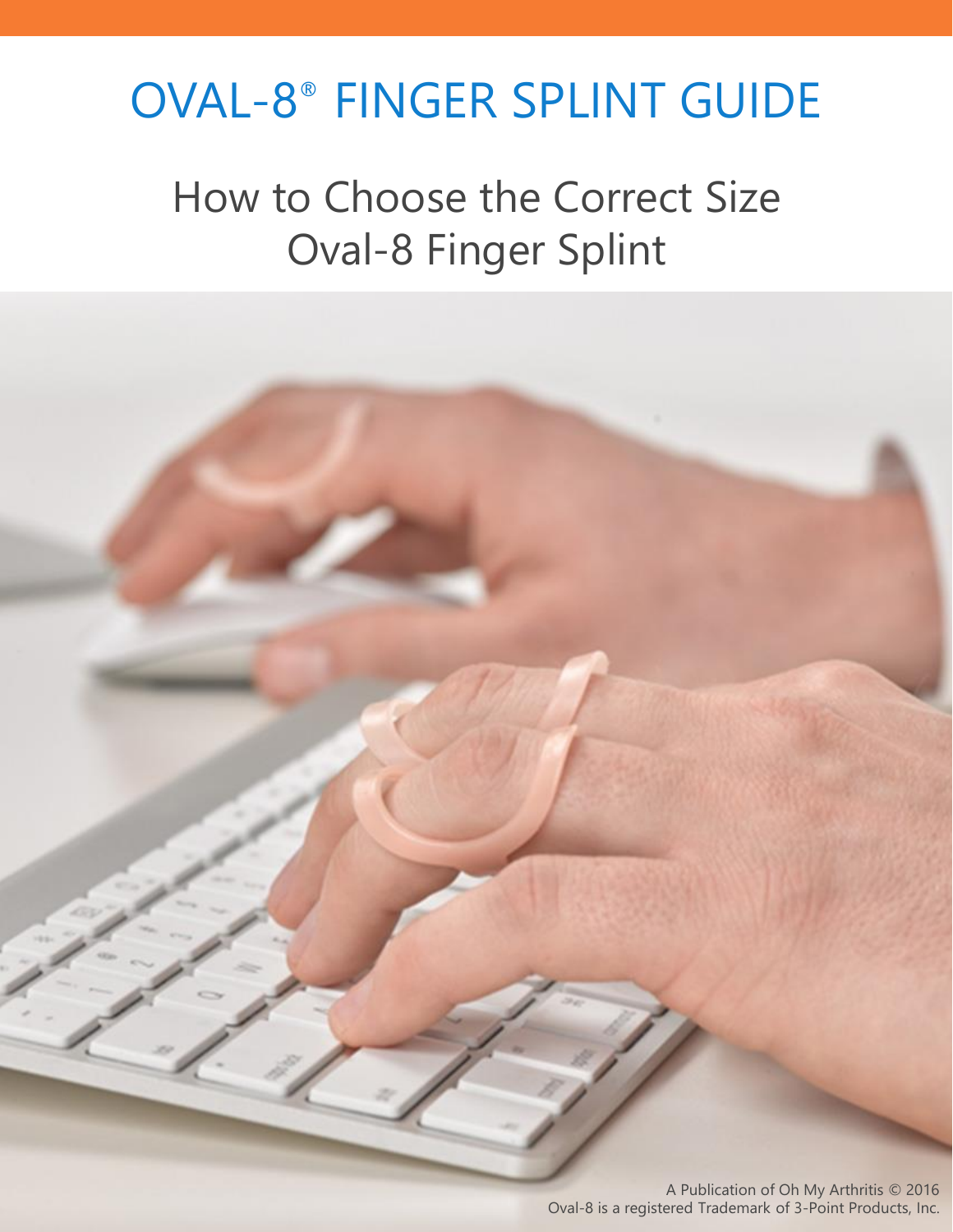# OVAL-8® FINGER SPLINT GUIDE

## How to Choose the Correct Size Oval-8 Finger Splint

A Publication of Oh My Arthritis © 2016
Oval-8 is a registered Trademark of 3-Point Products, Inc.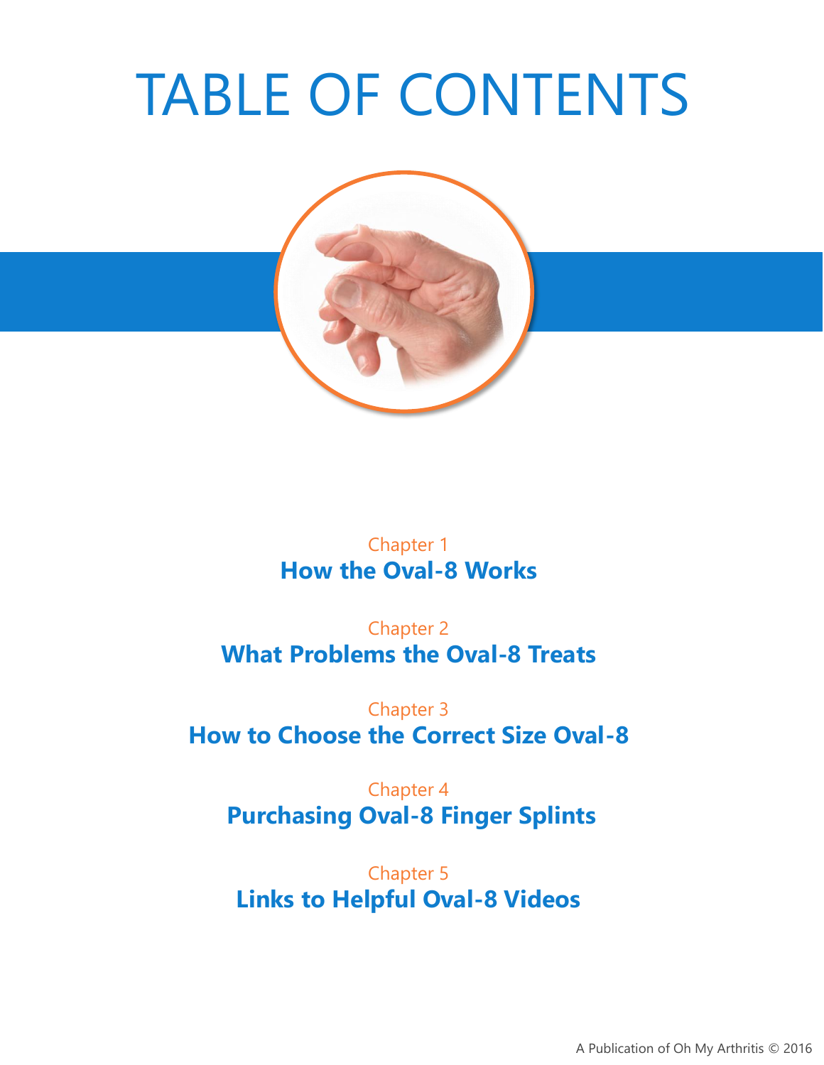# TABLE OF CONTENTS

Chapter 1
**How the Oval-8 Works**

Chapter 2
**What Problems the Oval-8 Treats**

Chapter 3
**How to Choose the Correct Size Oval-8**

Chapter 4
**Purchasing Oval-8 Finger Splints**

Chapter 5
**Links to Helpful Oval-8 Videos**

A Publication of Oh My Arthritis © 2016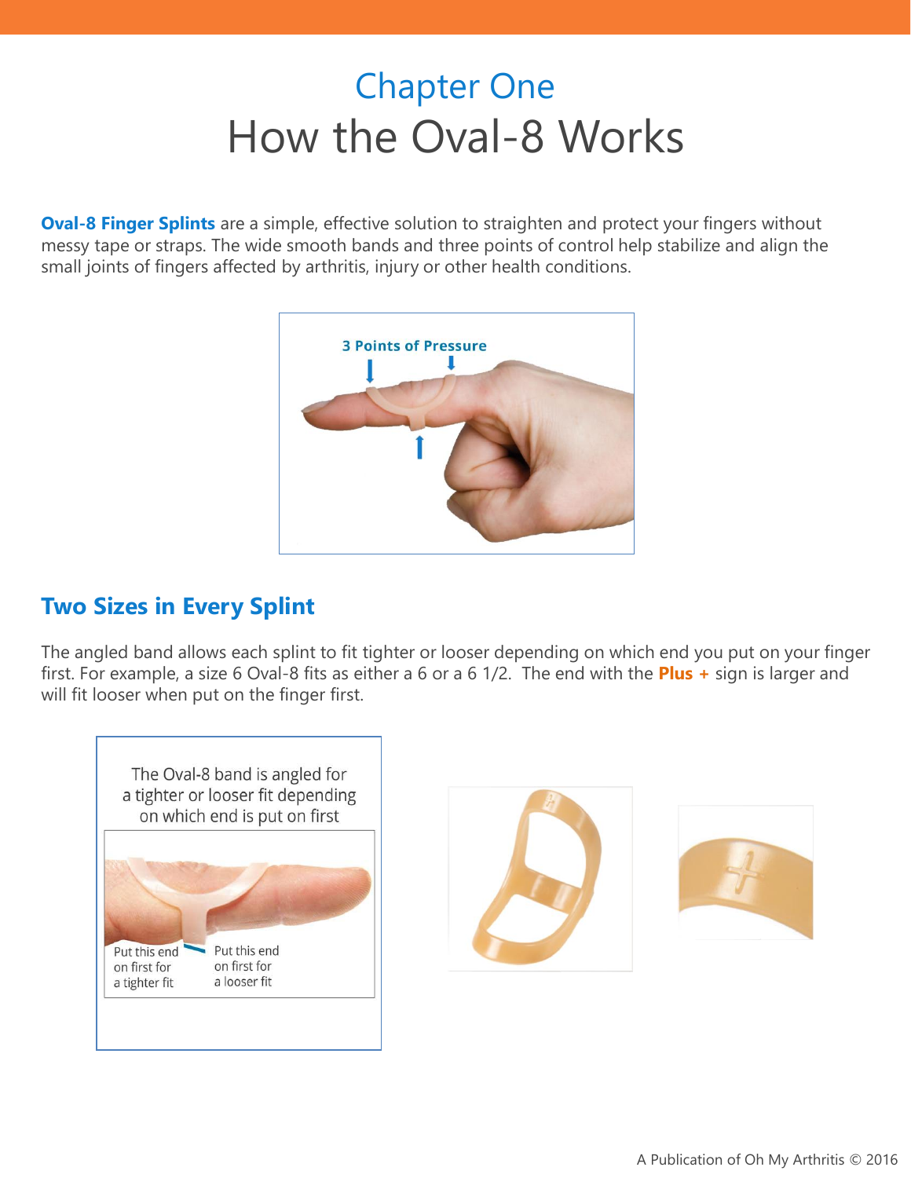# Chapter One

# How the Oval-8 Works

**Oval-8 Finger Splints** are a simple, effective solution to straighten and protect your fingers without messy tape or straps. The wide smooth bands and three points of control help stabilize and align the small joints of fingers affected by arthritis, injury or other health conditions.

3 Points of Pressure

## Two Sizes in Every Splint

The angled band allows each splint to fit tighter or looser depending on which end you put on your finger first. For example, a size 6 Oval-8 fits as either a 6 or a 6 1/2. The end with the **Plus +** sign is larger and will fit looser when put on the finger first.

The Oval-8 band is angled for a tighter or looser fit depending on which end is put on first

Put this end on first for a tighter fit

Put this end on first for a looser fit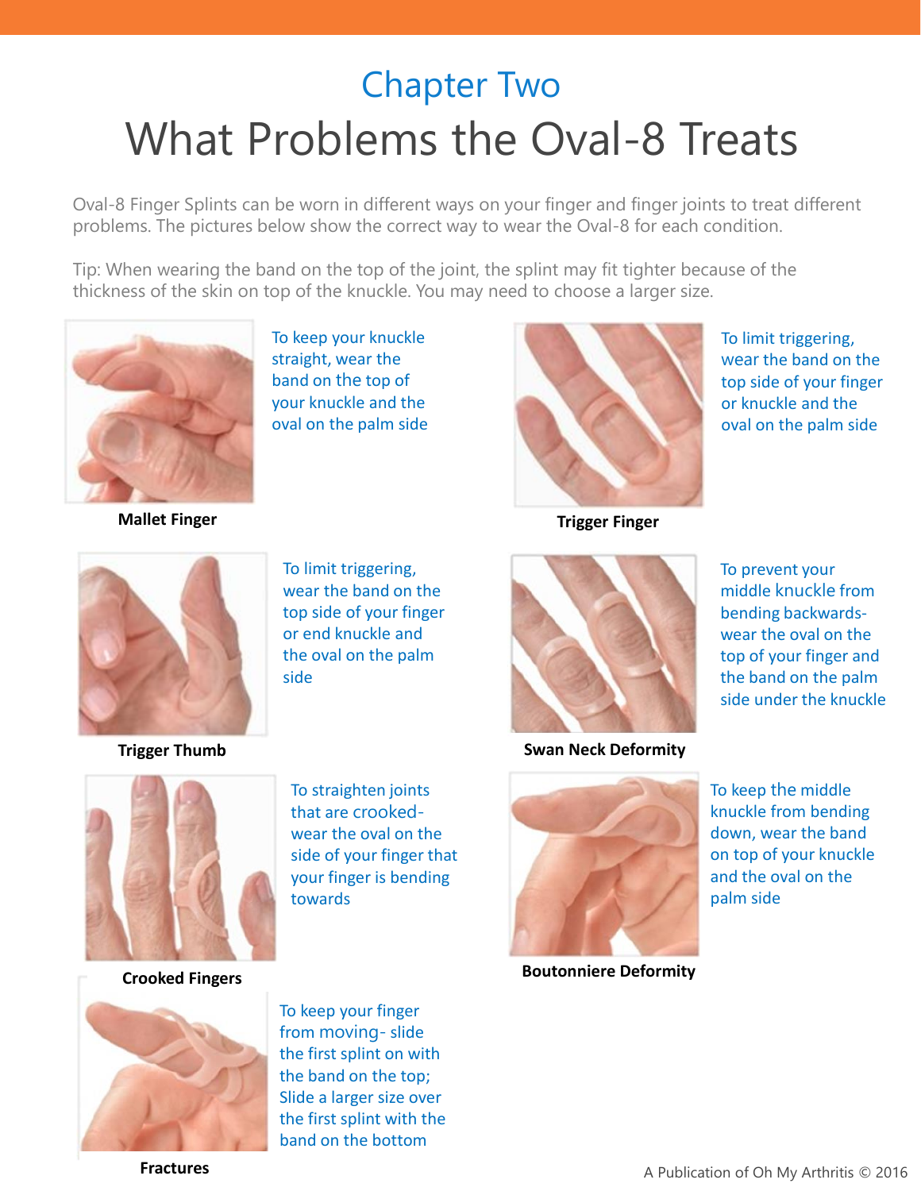## Chapter Two

# What Problems the Oval-8 Treats

Oval-8 Finger Splints can be worn in different ways on your finger and finger joints to treat different problems. The pictures below show the correct way to wear the Oval-8 for each condition.

Tip: When wearing the band on the top of the joint, the splint may fit tighter because of the thickness of the skin on top of the knuckle. You may need to choose a larger size.

To keep your knuckle straight, wear the band on the top of your knuckle and the oval on the palm side

**Mallet Finger**

To limit triggering, wear the band on the top side of your finger or knuckle and the oval on the palm side

**Trigger Finger**

To limit triggering, wear the band on the top side of your finger or end knuckle and the oval on the palm side

**Trigger Thumb**

To prevent your middle knuckle from bending backwards- wear the oval on the top of your finger and the band on the palm side under the knuckle

**Swan Neck Deformity**

To straighten joints that are crooked- wear the oval on the side of your finger that your finger is bending towards

**Crooked Fingers**

To keep the middle knuckle from bending down, wear the band on top of your knuckle and the oval on the palm side

**Boutonniere Deformity**

To keep your finger from moving- slide the first splint on with the band on the top; Slide a larger size over the first splint with the band on the bottom

**Fractures**

A Publication of Oh My Arthritis © 2016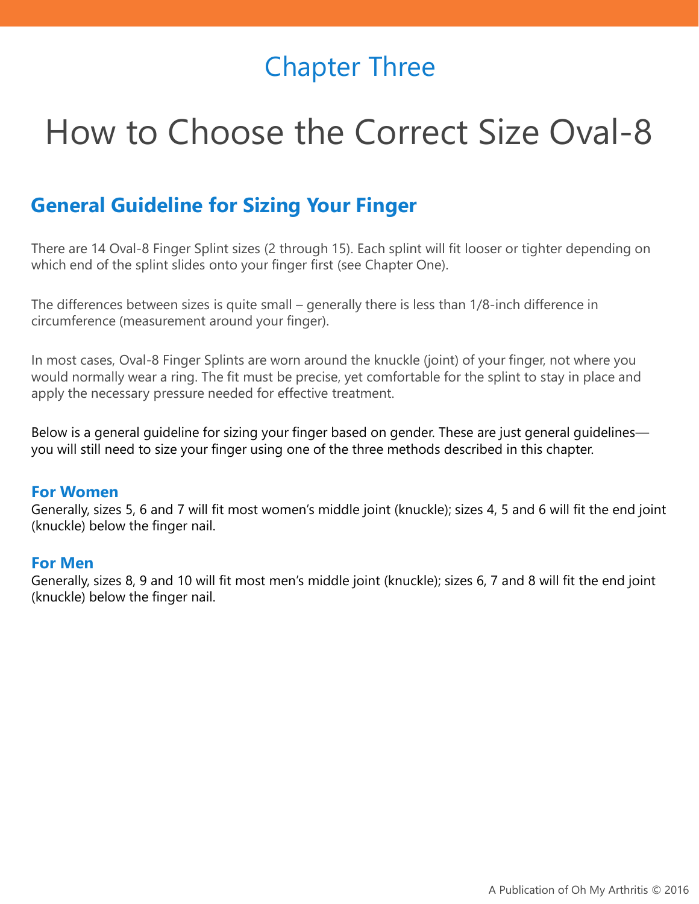## Chapter Three

# How to Choose the Correct Size Oval-8

## General Guideline for Sizing Your Finger

There are 14 Oval-8 Finger Splint sizes (2 through 15). Each splint will fit looser or tighter depending on which end of the splint slides onto your finger first (see Chapter One).

The differences between sizes is quite small – generally there is less than 1/8-inch difference in circumference (measurement around your finger).

In most cases, Oval-8 Finger Splints are worn around the knuckle (joint) of your finger, not where you would normally wear a ring. The fit must be precise, yet comfortable for the splint to stay in place and apply the necessary pressure needed for effective treatment.

Below is a general guideline for sizing your finger based on gender. These are just general guidelines—you will still need to size your finger using one of the three methods described in this chapter.

### For Women

Generally, sizes 5, 6 and 7 will fit most women's middle joint (knuckle); sizes 4, 5 and 6 will fit the end joint (knuckle) below the finger nail.

### For Men

Generally, sizes 8, 9 and 10 will fit most men's middle joint (knuckle); sizes 6, 7 and 8 will fit the end joint (knuckle) below the finger nail.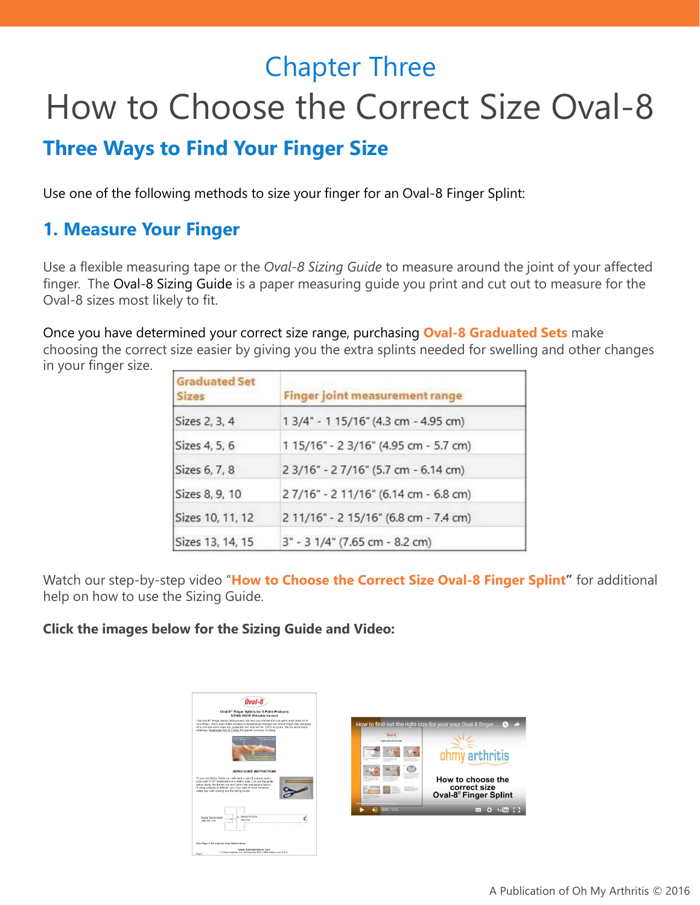# Chapter Three

# How to Choose the Correct Size Oval-8

## Three Ways to Find Your Finger Size

Use one of the following methods to size your finger for an Oval-8 Finger Splint:

### 1. Measure Your Finger

Use a flexible measuring tape or the *Oval-8 Sizing Guide* to measure around the joint of your affected finger. The Oval-8 Sizing Guide is a paper measuring guide you print and cut out to measure for the Oval-8 sizes most likely to fit.

Once you have determined your correct size range, purchasing **Oval-8 Graduated Sets** make choosing the correct size easier by giving you the extra splints needed for swelling and other changes in your finger size.

| Graduated Set Sizes | Finger joint measurement range |
|---|---|
| Sizes 2, 3, 4 | 1 3/4" - 1 15/16" (4.3 cm - 4.95 cm) |
| Sizes 4, 5, 6 | 1 15/16" - 2 3/16" (4.95 cm - 5.7 cm) |
| Sizes 6, 7, 8 | 2 3/16" - 2 7/16" (5.7 cm - 6.14 cm) |
| Sizes 8, 9, 10 | 2 7/16" - 2 11/16" (6.14 cm - 6.8 cm) |
| Sizes 10, 11, 12 | 2 11/16" - 2 15/16" (6.8 cm - 7.4 cm) |
| Sizes 13, 14, 15 | 3" - 3 1/4" (7.65 cm - 8.2 cm) |

Watch our step-by-step video "**How to Choose the Correct Size Oval-8 Finger Splint**" for additional help on how to use the Sizing Guide.

**Click the images below for the Sizing Guide and Video:**

A Publication of Oh My Arthritis © 2016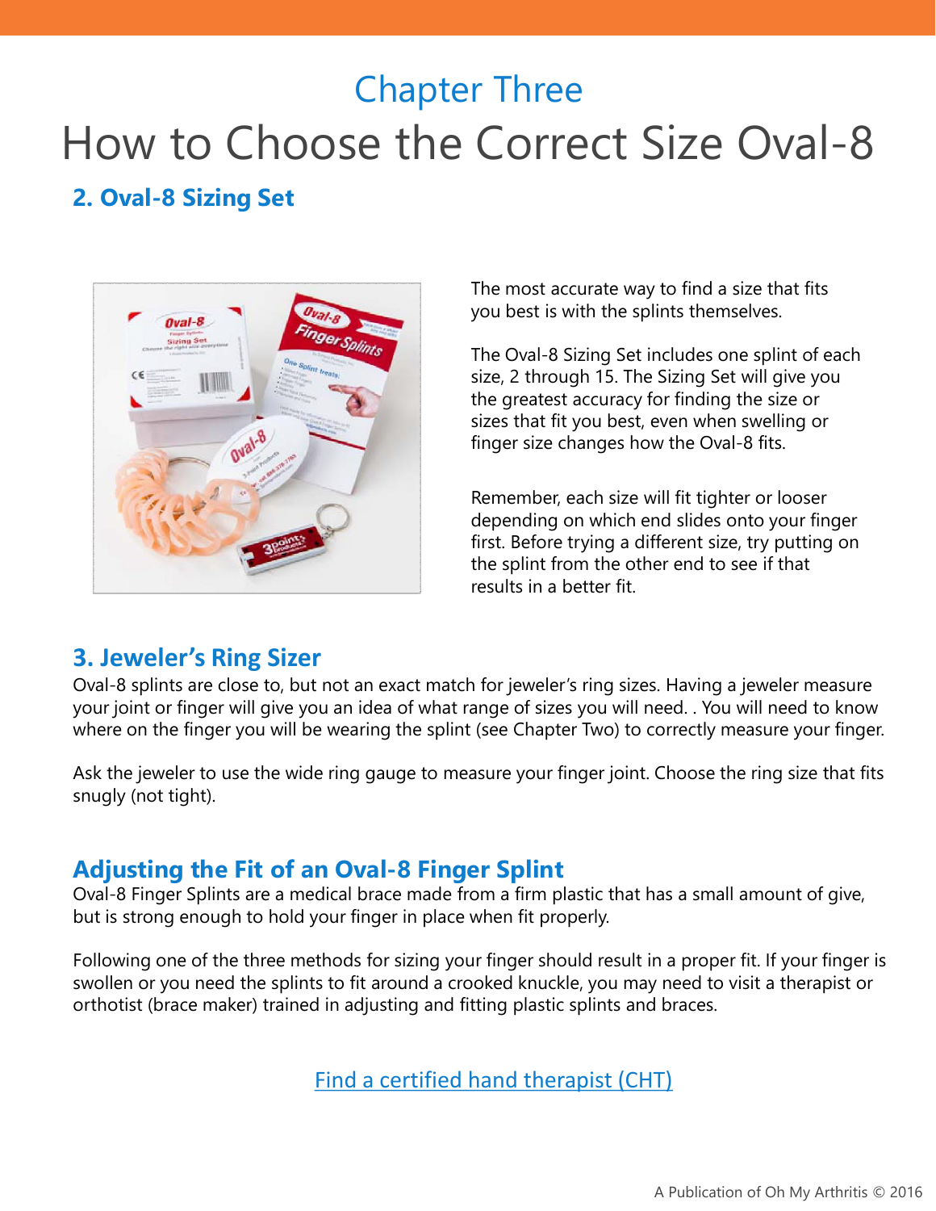# Chapter Three

# How to Choose the Correct Size Oval-8

## 2. Oval-8 Sizing Set

The most accurate way to find a size that fits you best is with the splints themselves.

The Oval-8 Sizing Set includes one splint of each size, 2 through 15. The Sizing Set will give you the greatest accuracy for finding the size or sizes that fit you best, even when swelling or finger size changes how the Oval-8 fits.

Remember, each size will fit tighter or looser depending on which end slides onto your finger first. Before trying a different size, try putting on the splint from the other end to see if that results in a better fit.

## 3. Jeweler's Ring Sizer

Oval-8 splints are close to, but not an exact match for jeweler's ring sizes. Having a jeweler measure your joint or finger will give you an idea of what range of sizes you will need. . You will need to know where on the finger you will be wearing the splint (see Chapter Two) to correctly measure your finger.

Ask the jeweler to use the wide ring gauge to measure your finger joint. Choose the ring size that fits snugly (not tight).

## Adjusting the Fit of an Oval-8 Finger Splint

Oval-8 Finger Splints are a medical brace made from a firm plastic that has a small amount of give, but is strong enough to hold your finger in place when fit properly.

Following one of the three methods for sizing your finger should result in a proper fit. If your finger is swollen or you need the splints to fit around a crooked knuckle, you may need to visit a therapist or orthotist (brace maker) trained in adjusting and fitting plastic splints and braces.

Find a certified hand therapist (CHT)

A Publication of Oh My Arthritis © 2016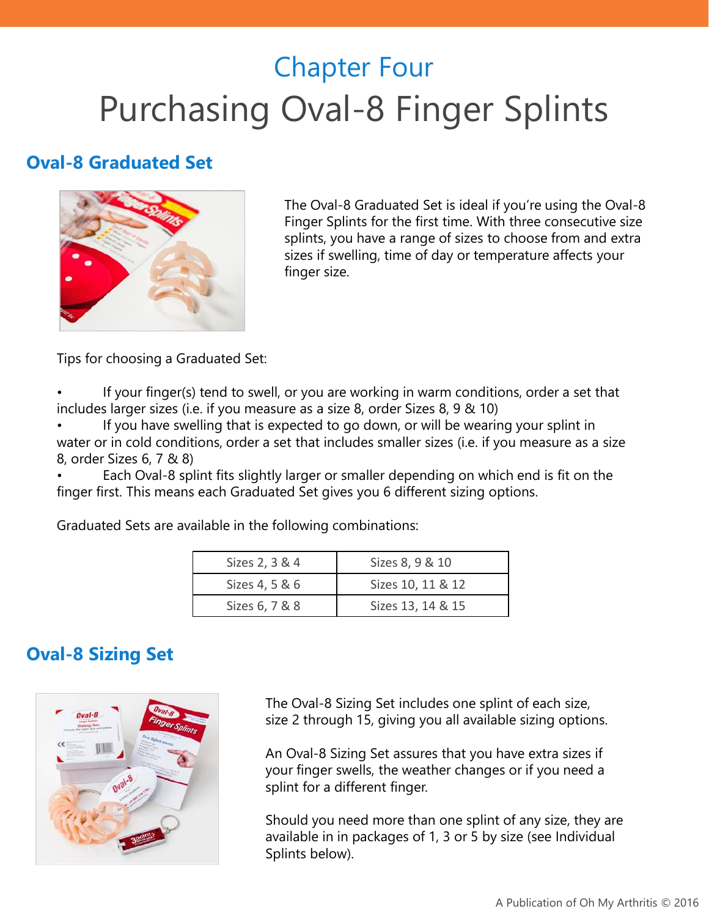# Chapter Four

# Purchasing Oval-8 Finger Splints

## Oval-8 Graduated Set

The Oval-8 Graduated Set is ideal if you're using the Oval-8 Finger Splints for the first time. With three consecutive size splints, you have a range of sizes to choose from and extra sizes if swelling, time of day or temperature affects your finger size.

Tips for choosing a Graduated Set:

- If your finger(s) tend to swell, or you are working in warm conditions, order a set that includes larger sizes (i.e. if you measure as a size 8, order Sizes 8, 9 & 10)
- If you have swelling that is expected to go down, or will be wearing your splint in water or in cold conditions, order a set that includes smaller sizes (i.e. if you measure as a size 8, order Sizes 6, 7 & 8)
- Each Oval-8 splint fits slightly larger or smaller depending on which end is fit on the finger first. This means each Graduated Set gives you 6 different sizing options.

Graduated Sets are available in the following combinations:

| | |
|---|---|
| Sizes 2, 3 & 4 | Sizes 8, 9 & 10 |
| Sizes 4, 5 & 6 | Sizes 10, 11 & 12 |
| Sizes 6, 7 & 8 | Sizes 13, 14 & 15 |

## Oval-8 Sizing Set

The Oval-8 Sizing Set includes one splint of each size, size 2 through 15, giving you all available sizing options.

An Oval-8 Sizing Set assures that you have extra sizes if your finger swells, the weather changes or if you need a splint for a different finger.

Should you need more than one splint of any size, they are available in in packages of 1, 3 or 5 by size (see Individual Splints below).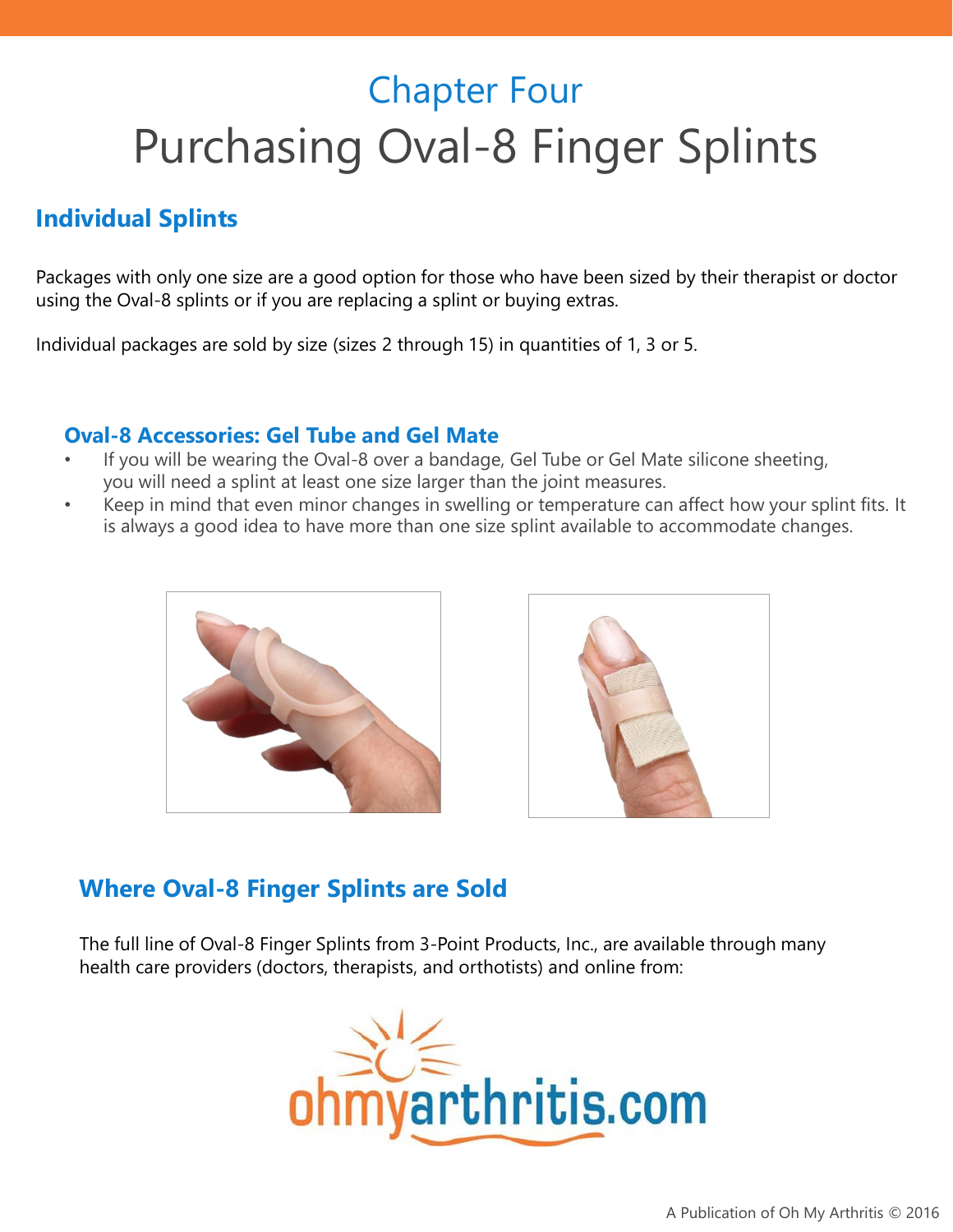# Chapter Four

# Purchasing Oval-8 Finger Splints

## Individual Splints

Packages with only one size are a good option for those who have been sized by their therapist or doctor using the Oval-8 splints or if you are replacing a splint or buying extras.

Individual packages are sold by size (sizes 2 through 15) in quantities of 1, 3 or 5.

### Oval-8 Accessories: Gel Tube and Gel Mate

- If you will be wearing the Oval-8 over a bandage, Gel Tube or Gel Mate silicone sheeting, you will need a splint at least one size larger than the joint measures.
- Keep in mind that even minor changes in swelling or temperature can affect how your splint fits. It is always a good idea to have more than one size splint available to accommodate changes.

## Where Oval-8 Finger Splints are Sold

The full line of Oval-8 Finger Splints from 3-Point Products, Inc., are available through many health care providers (doctors, therapists, and orthotists) and online from:

ohmyarthritis.com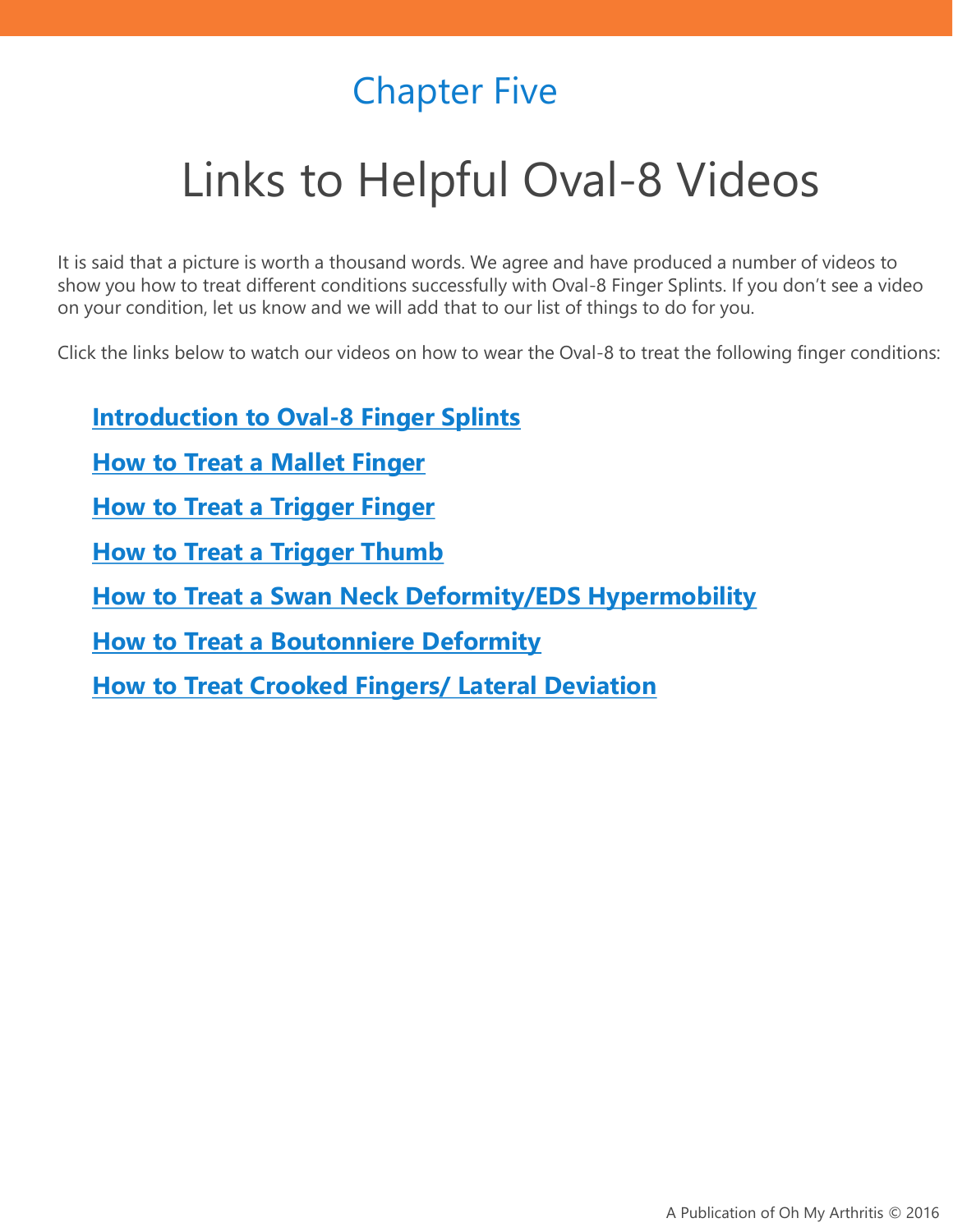## Chapter Five

# Links to Helpful Oval-8 Videos

It is said that a picture is worth a thousand words. We agree and have produced a number of videos to show you how to treat different conditions successfully with Oval-8 Finger Splints. If you don't see a video on your condition, let us know and we will add that to our list of things to do for you.

Click the links below to watch our videos on how to wear the Oval-8 to treat the following finger conditions:

- **Introduction to Oval-8 Finger Splints**
- **How to Treat a Mallet Finger**
- **How to Treat a Trigger Finger**
- **How to Treat a Trigger Thumb**
- **How to Treat a Swan Neck Deformity/EDS Hypermobility**
- **How to Treat a Boutonniere Deformity**
- **How to Treat Crooked Fingers/ Lateral Deviation**

A Publication of Oh My Arthritis © 2016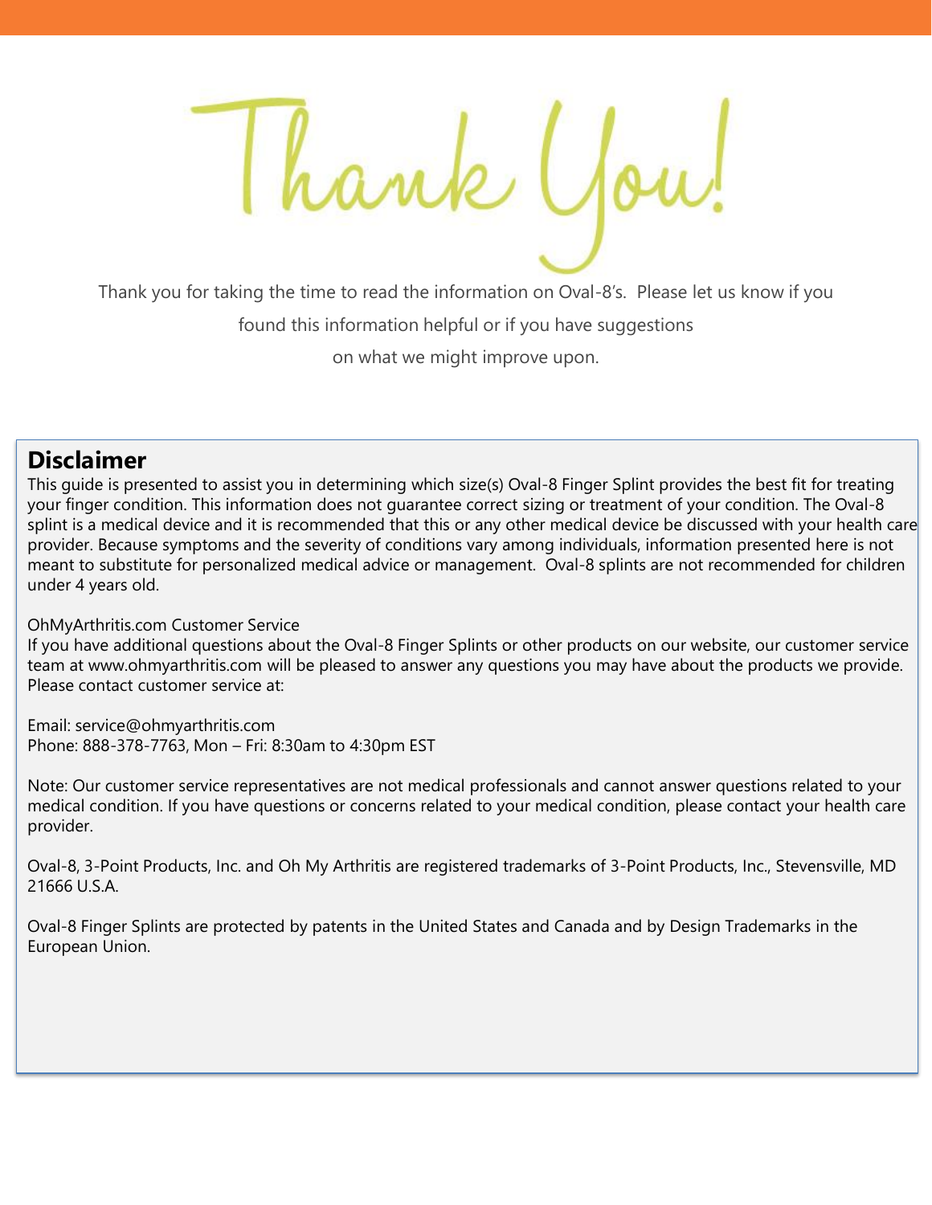# Thank You!

Thank you for taking the time to read the information on Oval-8's. Please let us know if you found this information helpful or if you have suggestions on what we might improve upon.

## Disclaimer

This guide is presented to assist you in determining which size(s) Oval-8 Finger Splint provides the best fit for treating your finger condition. This information does not guarantee correct sizing or treatment of your condition. The Oval-8 splint is a medical device and it is recommended that this or any other medical device be discussed with your health care provider. Because symptoms and the severity of conditions vary among individuals, information presented here is not meant to substitute for personalized medical advice or management. Oval-8 splints are not recommended for children under 4 years old.

OhMyArthritis.com Customer Service
If you have additional questions about the Oval-8 Finger Splints or other products on our website, our customer service team at www.ohmyarthritis.com will be pleased to answer any questions you may have about the products we provide. Please contact customer service at:

Email: service@ohmyarthritis.com
Phone: 888-378-7763, Mon – Fri: 8:30am to 4:30pm EST

Note: Our customer service representatives are not medical professionals and cannot answer questions related to your medical condition. If you have questions or concerns related to your medical condition, please contact your health care provider.

Oval-8, 3-Point Products, Inc. and Oh My Arthritis are registered trademarks of 3-Point Products, Inc., Stevensville, MD 21666 U.S.A.

Oval-8 Finger Splints are protected by patents in the United States and Canada and by Design Trademarks in the European Union.